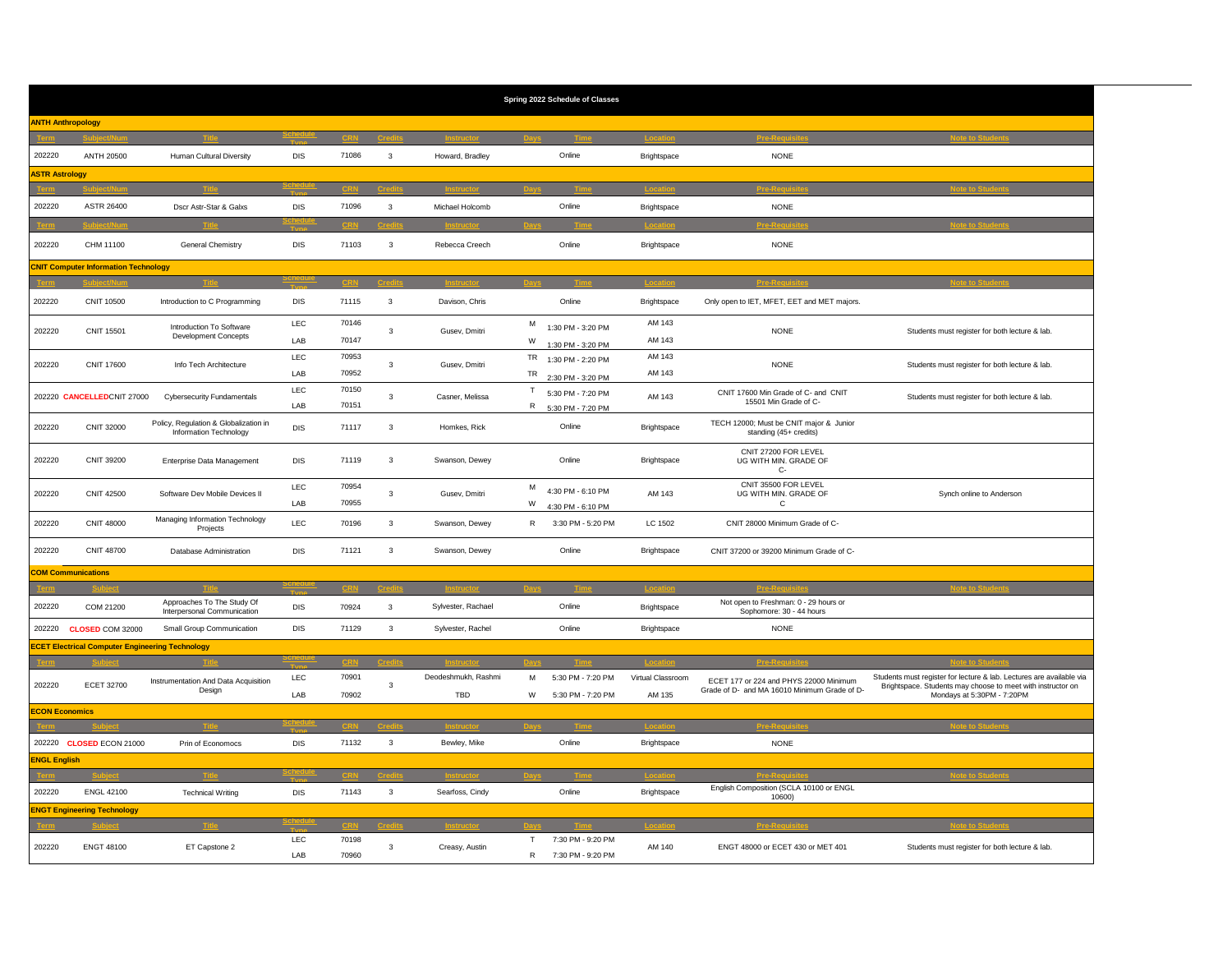# Spring 2022 Schedule of Classes

## ANTH Anthropology

| Term | Subject/Num | Title | Schedule Type | CRN | Credits | Instructor | Days | Time | Location | Pre-Requisites | Note to Students |
|---|---|---|---|---|---|---|---|---|---|---|---|
| 202220 | ANTH 20500 | Human Cultural Diversity | DIS | 71086 | 3 | Howard, Bradley | | Online | Brightspace | NONE | |

## ASTR Astrology

| Term | Subject/Num | Title | Schedule Type | CRN | Credits | Instructor | Days | Time | Location | Pre-Requisites | Note to Students |
|---|---|---|---|---|---|---|---|---|---|---|---|
| 202220 | ASTR 26400 | Dscr Astr-Star & Galxs | DIS | 71096 | 3 | Michael Holcomb | | Online | Brightspace | NONE | |

| Term | Subject/Num | Title | Schedule Type | CRN | Credits | Instructor | Days | Time | Location | Pre-Requisites | Note to Students |
|---|---|---|---|---|---|---|---|---|---|---|---|
| 202220 | CHM 11100 | General Chemistry | DIS | 71103 | 3 | Rebecca Creech | | Online | Brightspace | NONE | |

## CNIT Computer Information Technology

| Term | Subject/Num | Title | Schedule Type | CRN | Credits | Instructor | Days | Time | Location | Pre-Requisites | Note to Students |
|---|---|---|---|---|---|---|---|---|---|---|---|
| 202220 | CNIT 10500 | Introduction to C Programming | DIS | 71115 | 3 | Davison, Chris | | Online | Brightspace | Only open to IET, MFET, EET and MET majors. | |
| 202220 | CNIT 15501 | Introduction To Software Development Concepts | LEC | 70146 | 3 | Gusev, Dmitri | M | 1:30 PM - 3:20 PM | AM 143 | NONE | Students must register for both lecture & lab. |
| | | | LAB | 70147 | | | W | 1:30 PM - 3:20 PM | AM 143 | | |
| 202220 | CNIT 17600 | Info Tech Architecture | LEC | 70953 | 3 | Gusev, Dmitri | TR | 1:30 PM - 2:20 PM | AM 143 | NONE | Students must register for both lecture & lab. |
| | | | LAB | 70952 | | | TR | 2:30 PM - 3:20 PM | AM 143 | | |
| 202220 | **CANCELLED** CNIT 27000 | Cybersecurity Fundamentals | LEC | 70150 | 3 | Casner, Melissa | T | 5:30 PM - 7:20 PM | AM 143 | CNIT 17600 Min Grade of C- and CNIT 15501 Min Grade of C- | Students must register for both lecture & lab. |
| | | | LAB | 70151 | | | R | 5:30 PM - 7:20 PM | | | |
| 202220 | CNIT 32000 | Policy, Regulation & Globalization in Information Technology | DIS | 71117 | 3 | Homkes, Rick | | Online | Brightspace | TECH 12000; Must be CNIT major & Junior standing (45+ credits) | |
| 202220 | CNIT 39200 | Enterprise Data Management | DIS | 71119 | 3 | Swanson, Dewey | | Online | Brightspace | CNIT 27200 FOR LEVEL UG WITH MIN. GRADE OF C- | |
| 202220 | CNIT 42500 | Software Dev Mobile Devices II | LEC | 70954 | 3 | Gusev, Dmitri | M | 4:30 PM - 6:10 PM | AM 143 | CNIT 35500 FOR LEVEL UG WITH MIN. GRADE OF C | Synch online to Anderson |
| | | | LAB | 70955 | | | W | 4:30 PM - 6:10 PM | | | |
| 202220 | CNIT 48000 | Managing Information Technology Projects | LEC | 70196 | 3 | Swanson, Dewey | R | 3:30 PM - 5:20 PM | LC 1502 | CNIT 28000 Minimum Grade of C- | |
| 202220 | CNIT 48700 | Database Administration | DIS | 71121 | 3 | Swanson, Dewey | | Online | Brightspace | CNIT 37200 or 39200 Minimum Grade of C- | |

## COM Communications

| Term | Subject | Title | Schedule Type | CRN | Credits | Instructor | Days | Time | Location | Pre-Requisites | Note to Students |
|---|---|---|---|---|---|---|---|---|---|---|---|
| 202220 | COM 21200 | Approaches To The Study Of Interpersonal Communication | DIS | 70924 | 3 | Sylvester, Rachael | | Online | Brightspace | Not open to Freshman: 0 - 29 hours or Sophomore: 30 - 44 hours | |
| 202220 | **CLOSED** COM 32000 | Small Group Communication | DIS | 71129 | 3 | Sylvester, Rachel | | Online | Brightspace | NONE | |

## ECET Electrical Computer Engineering Technology

| Term | Subject | Title | Schedule Type | CRN | Credits | Instructor | Days | Time | Location | Pre-Requisites | Note to Students |
|---|---|---|---|---|---|---|---|---|---|---|---|
| 202220 | ECET 32700 | Instrumentation And Data Acquisition Design | LEC | 70901 | 3 | Deodeshmukh, Rashmi | M | 5:30 PM - 7:20 PM | Virtual Classroom | ECET 177 or 224 and PHYS 22000 Minimum Grade of D- and MA 16010 Minimum Grade of D- | Students must register for lecture & lab. Lectures are available via Brightspace. Students may choose to meet with instructor on Mondays at 5:30PM - 7:20PM |
| | | | LAB | 70902 | | TBD | W | 5:30 PM - 7:20 PM | AM 135 | | |

## ECON Economics

| Term | Subject | Title | Schedule Type | CRN | Credits | Instructor | Days | Time | Location | Pre-Requisites | Note to Students |
|---|---|---|---|---|---|---|---|---|---|---|---|
| 202220 | **CLOSED** ECON 21000 | Prin of Economocs | DIS | 71132 | 3 | Bewley, Mike | | Online | Brightspace | NONE | |

## ENGL English

| Term | Subject | Title | Schedule Type | CRN | Credits | Instructor | Days | Time | Location | Pre-Requisites | Note to Students |
|---|---|---|---|---|---|---|---|---|---|---|---|
| 202220 | ENGL 42100 | Technical Writing | DIS | 71143 | 3 | Searfoss, Cindy | | Online | Brightspace | English Composition (SCLA 10100 or ENGL 10600) | |

## ENGT Engineering Technology

| Term | Subject | Title | Schedule Type | CRN | Credits | Instructor | Days | Time | Location | Pre-Requisites | Note to Students |
|---|---|---|---|---|---|---|---|---|---|---|---|
| 202220 | ENGT 48100 | ET Capstone 2 | LEC | 70198 | 3 | Creasy, Austin | T | 7:30 PM - 9:20 PM | AM 140 | ENGT 48000 or ECET 430 or MET 401 | Students must register for both lecture & lab. |
| | | | LAB | 70960 | | | R | 7:30 PM - 9:20 PM | | | |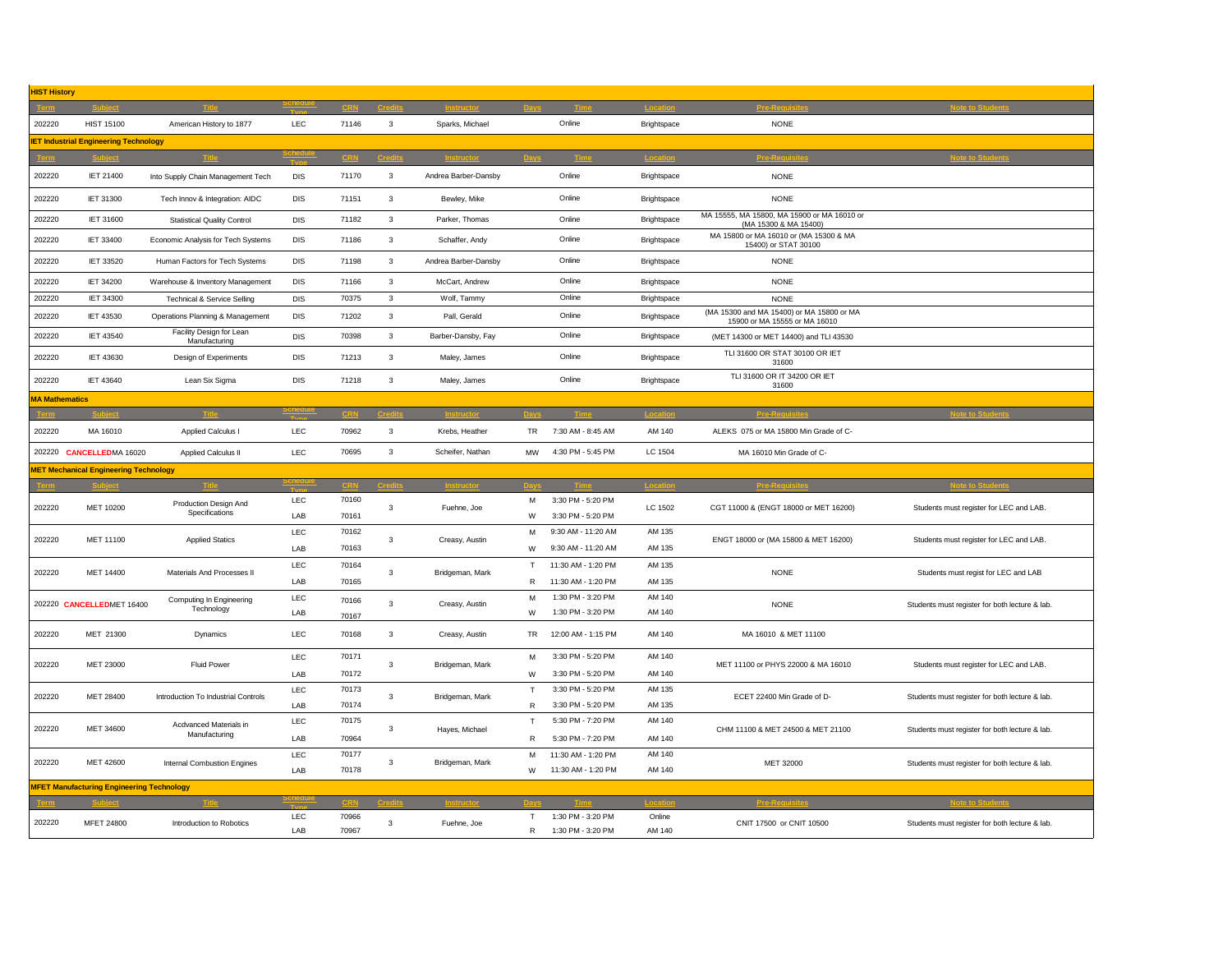## HIST History

| Term | Subject | Title | Schedule Type | CRN | Credits | Instructor | Days | Time | Location | Pre-Requisites | Note to Students |
|---|---|---|---|---|---|---|---|---|---|---|---|
| 202220 | HIST 15100 | American History to 1877 | LEC | 71146 | 3 | Sparks, Michael | | Online | Brightspace | NONE | |

## IET Industrial Engineering Technology

| Term | Subject | Title | Schedule Type | CRN | Credits | Instructor | Days | Time | Location | Pre-Requisites | Note to Students |
|---|---|---|---|---|---|---|---|---|---|---|---|
| 202220 | IET 21400 | Into Supply Chain Management Tech | DIS | 71170 | 3 | Andrea Barber-Dansby | | Online | Brightspace | NONE | |
| 202220 | IET 31300 | Tech Innov & Integration: AIDC | DIS | 71151 | 3 | Bewley, Mike | | Online | Brightspace | NONE | |
| 202220 | IET 31600 | Statistical Quality Control | DIS | 71182 | 3 | Parker, Thomas | | Online | Brightspace | MA 15555, MA 15800, MA 15900 or MA 16010 or (MA 15300 & MA 15400) | |
| 202220 | IET 33400 | Economic Analysis for Tech Systems | DIS | 71186 | 3 | Schaffer, Andy | | Online | Brightspace | MA 15800 or MA 16010 or (MA 15300 & MA 15400) or STAT 30100 | |
| 202220 | IET 33520 | Human Factors for Tech Systems | DIS | 71198 | 3 | Andrea Barber-Dansby | | Online | Brightspace | NONE | |
| 202220 | IET 34200 | Warehouse & Inventory Management | DIS | 71166 | 3 | McCart, Andrew | | Online | Brightspace | NONE | |
| 202220 | IET 34300 | Technical & Service Selling | DIS | 70375 | 3 | Wolf, Tammy | | Online | Brightspace | NONE | |
| 202220 | IET 43530 | Operations Planning & Management | DIS | 71202 | 3 | Pall, Gerald | | Online | Brightspace | (MA 15300 and MA 15400) or MA 15800 or MA 15900 or MA 15555 or MA 16010 | |
| 202220 | IET 43540 | Facility Design for Lean Manufacturing | DIS | 70398 | 3 | Barber-Dansby, Fay | | Online | Brightspace | (MET 14300 or MET 14400) and TLI 43530 | |
| 202220 | IET 43630 | Design of Experiments | DIS | 71213 | 3 | Maley, James | | Online | Brightspace | TLI 31600 OR STAT 30100 OR IET 31600 | |
| 202220 | IET 43640 | Lean Six Sigma | DIS | 71218 | 3 | Maley, James | | Online | Brightspace | TLI 31600 OR IT 34200 OR IET 31600 | |

## MA Mathematics

| Term | Subject | Title | Schedule Type | CRN | Credits | Instructor | Days | Time | Location | Pre-Requisites | Note to Students |
|---|---|---|---|---|---|---|---|---|---|---|---|
| 202220 | MA 16010 | Applied Calculus I | LEC | 70962 | 3 | Krebs, Heather | TR | 7:30 AM - 8:45 AM | AM 140 | ALEKS 075 or MA 15800 Min Grade of C- | |
| 202220 | **CANCELLED** MA 16020 | Applied Calculus II | LEC | 70695 | 3 | Scheifer, Nathan | MW | 4:30 PM - 5:45 PM | LC 1504 | MA 16010 Min Grade of C- | |

## MET Mechanical Engineering Technology

| Term | Subject | Title | Schedule Type | CRN | Credits | Instructor | Days | Time | Location | Pre-Requisites | Note to Students |
|---|---|---|---|---|---|---|---|---|---|---|---|
| 202220 | MET 10200 | Production Design And Specifications | LEC | 70160 | 3 | Fuehne, Joe | M | 3:30 PM - 5:20 PM | LC 1502 | CGT 11000 & (ENGT 18000 or MET 16200) | Students must register for LEC and LAB. |
| | | | LAB | 70161 | | | W | 3:30 PM - 5:20 PM | | | |
| 202220 | MET 11100 | Applied Statics | LEC | 70162 | 3 | Creasy, Austin | M | 9:30 AM - 11:20 AM | AM 135 | ENGT 18000 or (MA 15800 & MET 16200) | Students must register for LEC and LAB. |
| | | | LAB | 70163 | | | W | 9:30 AM - 11:20 AM | AM 135 | | |
| 202220 | MET 14400 | Materials And Processes II | LEC | 70164 | 3 | Bridgeman, Mark | T | 11:30 AM - 1:20 PM | AM 135 | NONE | Students must regist for LEC and LAB |
| | | | LAB | 70165 | | | R | 11:30 AM - 1:20 PM | AM 135 | | |
| 202220 | **CANCELLED** MET 16400 | Computing In Engineering Technology | LEC | 70166 | 3 | Creasy, Austin | M | 1:30 PM - 3:20 PM | AM 140 | NONE | Students must register for both lecture & lab. |
| | | | LAB | 70167 | | | W | 1:30 PM - 3:20 PM | AM 140 | | |
| 202220 | MET 21300 | Dynamics | LEC | 70168 | 3 | Creasy, Austin | TR | 12:00 AM - 1:15 PM | AM 140 | MA 16010 & MET 11100 | |
| 202220 | MET 23000 | Fluid Power | LEC | 70171 | 3 | Bridgeman, Mark | M | 3:30 PM - 5:20 PM | AM 140 | MET 11100 or PHYS 22000 & MA 16010 | Students must register for LEC and LAB. |
| | | | LAB | 70172 | | | W | 3:30 PM - 5:20 PM | AM 140 | | |
| 202220 | MET 28400 | Introduction To Industrial Controls | LEC | 70173 | 3 | Bridgeman, Mark | T | 3:30 PM - 5:20 PM | AM 135 | ECET 22400 Min Grade of D- | Students must register for both lecture & lab. |
| | | | LAB | 70174 | | | R | 3:30 PM - 5:20 PM | AM 135 | | |
| 202220 | MET 34600 | Acdvanced Materials in Manufacturing | LEC | 70175 | 3 | Hayes, Michael | T | 5:30 PM - 7:20 PM | AM 140 | CHM 11100 & MET 24500 & MET 21100 | Students must register for both lecture & lab. |
| | | | LAB | 70964 | | | R | 5:30 PM - 7:20 PM | AM 140 | | |
| 202220 | MET 42600 | Internal Combustion Engines | LEC | 70177 | 3 | Bridgeman, Mark | M | 11:30 AM - 1:20 PM | AM 140 | MET 32000 | Students must register for both lecture & lab. |
| | | | LAB | 70178 | | | W | 11:30 AM - 1:20 PM | AM 140 | | |

## MFET Manufacturing Engineering Technology

| Term | Subject | Title | Schedule Type | CRN | Credits | Instructor | Days | Time | Location | Pre-Requisites | Note to Students |
|---|---|---|---|---|---|---|---|---|---|---|---|
| 202220 | MFET 24800 | Introduction to Robotics | LEC | 70966 | 3 | Fuehne, Joe | T | 1:30 PM - 3:20 PM | Online | CNIT 17500 or CNIT 10500 | Students must register for both lecture & lab. |
| | | | LAB | 70967 | | | R | 1:30 PM - 3:20 PM | AM 140 | | |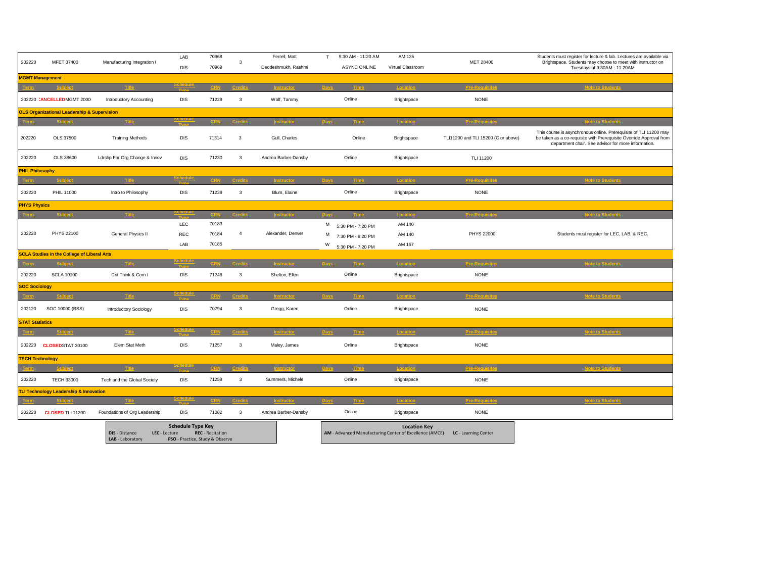| Term | Subject | Title | Schedule Type | CRN | Credits | Instructor | Days | Time | Location | Pre-Requisites | Note to Students |
|---|---|---|---|---|---|---|---|---|---|---|---|
| 202220 | MFET 37400 | Manufacturing Integration I | LAB | 70968 | 3 | Ferrell, Matt | T | 9:30 AM - 11:20 AM | AM 135 | MET 28400 | Students must register for lecture & lab. Lectures are available via Brightspace. Students may choose to meet with instructor on Tuesdays at 9:30AM - 11:20AM |
| | | | DIS | 70969 | | Deodeshmukh, Rashmi | | ASYNC ONLINE | Virtual Classroom | | |

**MGMT Management**

| Term | Subject | Title | Schedule Type | CRN | Credits | Instructor | Days | Time | Location | Pre-Requisites | Note to Students |
|---|---|---|---|---|---|---|---|---|---|---|---|
| 202220 | CANCELLED MGMT 2000 | Introductory Accounting | DIS | 71229 | 3 | Wolf, Tammy | | Online | Brightspace | NONE | |

**OLS Organizational Leadership & Supervision**

| Term | Subject | Title | Schedule Type | CRN | Credits | Instructor | Days | Time | Location | Pre-Requisites | Note to Students |
|---|---|---|---|---|---|---|---|---|---|---|---|
| 202220 | OLS 37500 | Training Methods | DIS | 71314 | 3 | Gull, Charles | | Online | Brightspace | TLI11200 and TLI 15200 (C or above) | This course is asynchronous online. Prerequisite of TLI 11200 may be taken as a co-requisite with Prerequisite Override Approval from department chair. See advisor for more information. |
| 202220 | OLS 38600 | Ldrshp For Org Change & Innov | DIS | 71230 | 3 | Andrea Barber-Dansby | | Online | Brightspace | TLI 11200 | |

**PHIL Philosophy**

| Term | Subject | Title | Schedule Type | CRN | Credits | Instructor | Days | Time | Location | Pre-Requisites | Note to Students |
|---|---|---|---|---|---|---|---|---|---|---|---|
| 202220 | PHIL 11000 | Intro to Philosophy | DIS | 71239 | 3 | Blum, Elaine | | Online | Brightspace | NONE | |

**PHYS Physics**

| Term | Subject | Title | Schedule Type | CRN | Credits | Instructor | Days | Time | Location | Pre-Requisites | Note to Students |
|---|---|---|---|---|---|---|---|---|---|---|---|
| 202220 | PHYS 22100 | General Physics II | LEC | 70183 | 4 | Alexander, Denver | M | 5:30 PM - 7:20 PM | AM 140 | PHYS 22000 | Students must register for LEC, LAB, & REC. |
| | | | REC | 70184 | | | M | 7:30 PM - 8:20 PM | AM 140 | | |
| | | | LAB | 70185 | | | W | 5:30 PM - 7:20 PM | AM 157 | | |

**SCLA Studies in the College of Liberal Arts**

| Term | Subject | Title | Schedule Type | CRN | Credits | Instructor | Days | Time | Location | Pre-Requisites | Note to Students |
|---|---|---|---|---|---|---|---|---|---|---|---|
| 202220 | SCLA 10100 | Crit Think & Com I | DIS | 71246 | 3 | Shelton, Ellen | | Online | Brightspace | NONE | |

**SOC Sociology**

| Term | Subject | Title | Schedule Type | CRN | Credits | Instructor | Days | Time | Location | Pre-Requisites | Note to Students |
|---|---|---|---|---|---|---|---|---|---|---|---|
| 202120 | SOC 10000 (BSS) | Introductory Sociology | DIS | 70794 | 3 | Gregg, Karen | | Online | Brightspace | NONE | |

**STAT Statistics**

| Term | Subject | Title | Schedule Type | CRN | Credits | Instructor | Days | Time | Location | Pre-Requisites | Note to Students |
|---|---|---|---|---|---|---|---|---|---|---|---|
| 202220 | CLOSED STAT 30100 | Elem Stat Meth | DIS | 71257 | 3 | Maley, James | | Online | Brightspace | NONE | |

**TECH Technology**

| Term | Subject | Title | Schedule Type | CRN | Credits | Instructor | Days | Time | Location | Pre-Requisites | Note to Students |
|---|---|---|---|---|---|---|---|---|---|---|---|
| 202220 | TECH 33000 | Tech and the Global Society | DIS | 71258 | 3 | Summers, Michele | | Online | Brightspace | NONE | |

**TLI Technology Leadership & Innovation**

| Term | Subject | Title | Schedule Type | CRN | Credits | Instructor | Days | Time | Location | Pre-Requisites | Note to Students |
|---|---|---|---|---|---|---|---|---|---|---|---|
| 202220 | CLOSED TLI 11200 | Foundations of Org Leadership | DIS | 71082 | 3 | Andrea Barber-Dansby | | Online | Brightspace | NONE | |

**Schedule Type Key**

**DIS** - Distance  **LEC** - Lecture  **REC** - Recitation
**LAB** - Laboratory  **PSO** - Practice, Study & Observe

**Location Key**

**AM** - Advanced Manufacturing Center of Excellence (AMCE)  **LC** - Learning Center